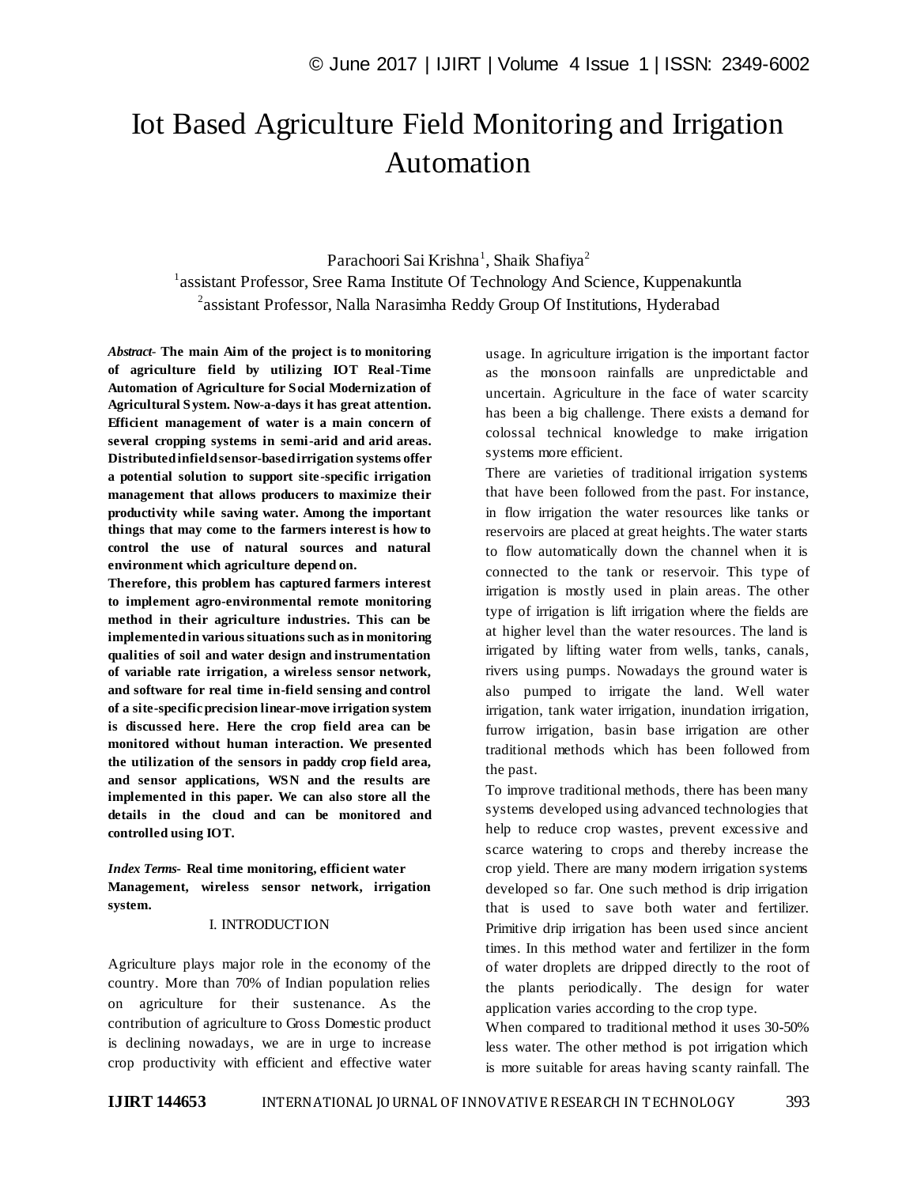# Iot Based Agriculture Field Monitoring and Irrigation Automation

Parachoori Sai Krishna[1], Shaik Shafiya[2]

[1]assistant Professor, Sree Rama Institute Of Technology And Science, Kuppenakuntla

[2]assistant Professor, Nalla Narasimha Reddy Group Of Institutions, Hyderabad

***Abstract*- The main Aim of the project is to monitoring of agriculture field by utilizing IOT Real-Time Automation of Agriculture for Social Modernization of Agricultural System. Now-a-days it has great attention. Efficient management of water is a main concern of several cropping systems in semi-arid and arid areas. Distributed infield sensor-based irrigation systems offer a potential solution to support site-specific irrigation management that allows producers to maximize their productivity while saving water. Among the important things that may come to the farmers interest is how to control the use of natural sources and natural environment which agriculture depend on.**

**Therefore, this problem has captured farmers interest to implement agro-environmental remote monitoring method in their agriculture industries. This can be implemented in various situations such as in monitoring qualities of soil and water design and instrumentation of variable rate irrigation, a wireless sensor network, and software for real time in-field sensing and control of a site-specific precision linear-move irrigation system is discussed here. Here the crop field area can be monitored without human interaction. We presented the utilization of the sensors in paddy crop field area, and sensor applications, WSN and the results are implemented in this paper. We can also store all the details in the cloud and can be monitored and controlled using IOT.**

***Index Terms*- Real time monitoring, efficient water Management, wireless sensor network, irrigation system.**

## I. INTRODUCTION

Agriculture plays major role in the economy of the country. More than 70% of Indian population relies on agriculture for their sustenance. As the contribution of agriculture to Gross Domestic product is declining nowadays, we are in urge to increase crop productivity with efficient and effective water usage. In agriculture irrigation is the important factor as the monsoon rainfalls are unpredictable and uncertain. Agriculture in the face of water scarcity has been a big challenge. There exists a demand for colossal technical knowledge to make irrigation systems more efficient.

There are varieties of traditional irrigation systems that have been followed from the past. For instance, in flow irrigation the water resources like tanks or reservoirs are placed at great heights. The water starts to flow automatically down the channel when it is connected to the tank or reservoir. This type of irrigation is mostly used in plain areas. The other type of irrigation is lift irrigation where the fields are at higher level than the water resources. The land is irrigated by lifting water from wells, tanks, canals, rivers using pumps. Nowadays the ground water is also pumped to irrigate the land. Well water irrigation, tank water irrigation, inundation irrigation, furrow irrigation, basin base irrigation are other traditional methods which has been followed from the past.

To improve traditional methods, there has been many systems developed using advanced technologies that help to reduce crop wastes, prevent excessive and scarce watering to crops and thereby increase the crop yield. There are many modern irrigation systems developed so far. One such method is drip irrigation that is used to save both water and fertilizer. Primitive drip irrigation has been used since ancient times. In this method water and fertilizer in the form of water droplets are dripped directly to the root of the plants periodically. The design for water application varies according to the crop type.

When compared to traditional method it uses 30-50% less water. The other method is pot irrigation which is more suitable for areas having scanty rainfall. The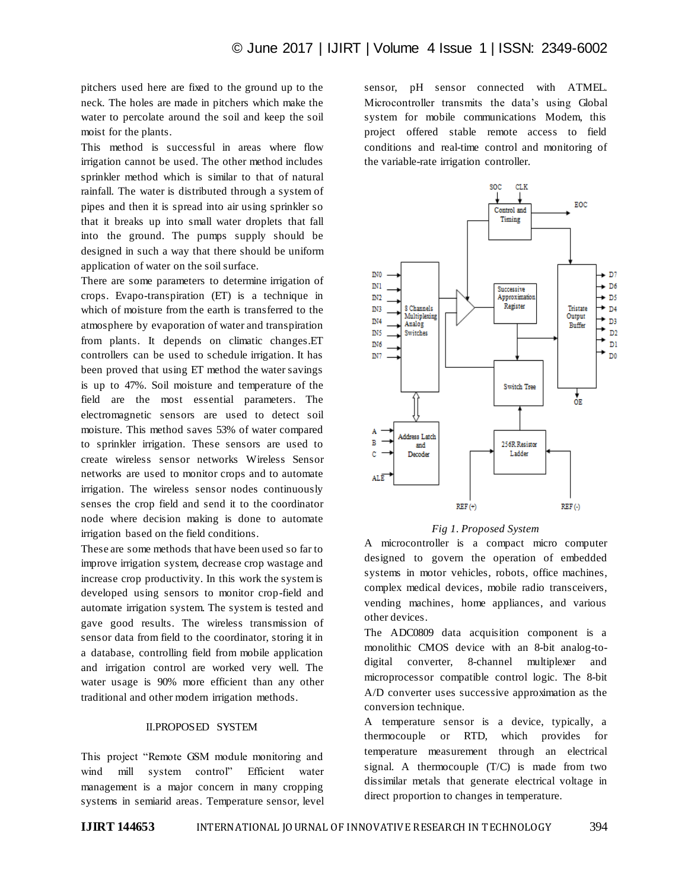pitchers used here are fixed to the ground up to the neck. The holes are made in pitchers which make the water to percolate around the soil and keep the soil moist for the plants.

This method is successful in areas where flow irrigation cannot be used. The other method includes sprinkler method which is similar to that of natural rainfall. The water is distributed through a system of pipes and then it is spread into air using sprinkler so that it breaks up into small water droplets that fall into the ground. The pumps supply should be designed in such a way that there should be uniform application of water on the soil surface.

There are some parameters to determine irrigation of crops. Evapo-transpiration (ET) is a technique in which of moisture from the earth is transferred to the atmosphere by evaporation of water and transpiration from plants. It depends on climatic changes.ET controllers can be used to schedule irrigation. It has been proved that using ET method the water savings is up to 47%. Soil moisture and temperature of the field are the most essential parameters. The electromagnetic sensors are used to detect soil moisture. This method saves 53% of water compared to sprinkler irrigation. These sensors are used to create wireless sensor networks Wireless Sensor networks are used to monitor crops and to automate irrigation. The wireless sensor nodes continuously senses the crop field and send it to the coordinator node where decision making is done to automate irrigation based on the field conditions.

These are some methods that have been used so far to improve irrigation system, decrease crop wastage and increase crop productivity. In this work the system is developed using sensors to monitor crop-field and automate irrigation system. The system is tested and gave good results. The wireless transmission of sensor data from field to the coordinator, storing it in a database, controlling field from mobile application and irrigation control are worked very well. The water usage is 90% more efficient than any other traditional and other modern irrigation methods.

## II.PROPOSED SYSTEM

This project "Remote GSM module monitoring and wind mill system control" Efficient water management is a major concern in many cropping systems in semiarid areas. Temperature sensor, level sensor, pH sensor connected with ATMEL. Microcontroller transmits the data's using Global system for mobile communications Modem, this project offered stable remote access to field conditions and real-time control and monitoring of the variable-rate irrigation controller.

*Fig 1. Proposed System*

A microcontroller is a compact micro computer designed to govern the operation of embedded systems in motor vehicles, robots, office machines, complex medical devices, mobile radio transceivers, vending machines, home appliances, and various other devices.

The ADC0809 data acquisition component is a monolithic CMOS device with an 8-bit analog-to-digital converter, 8-channel multiplexer and microprocessor compatible control logic. The 8-bit A/D converter uses successive approximation as the conversion technique.

A temperature sensor is a device, typically, a thermocouple or RTD, which provides for temperature measurement through an electrical signal. A thermocouple (T/C) is made from two dissimilar metals that generate electrical voltage in direct proportion to changes in temperature.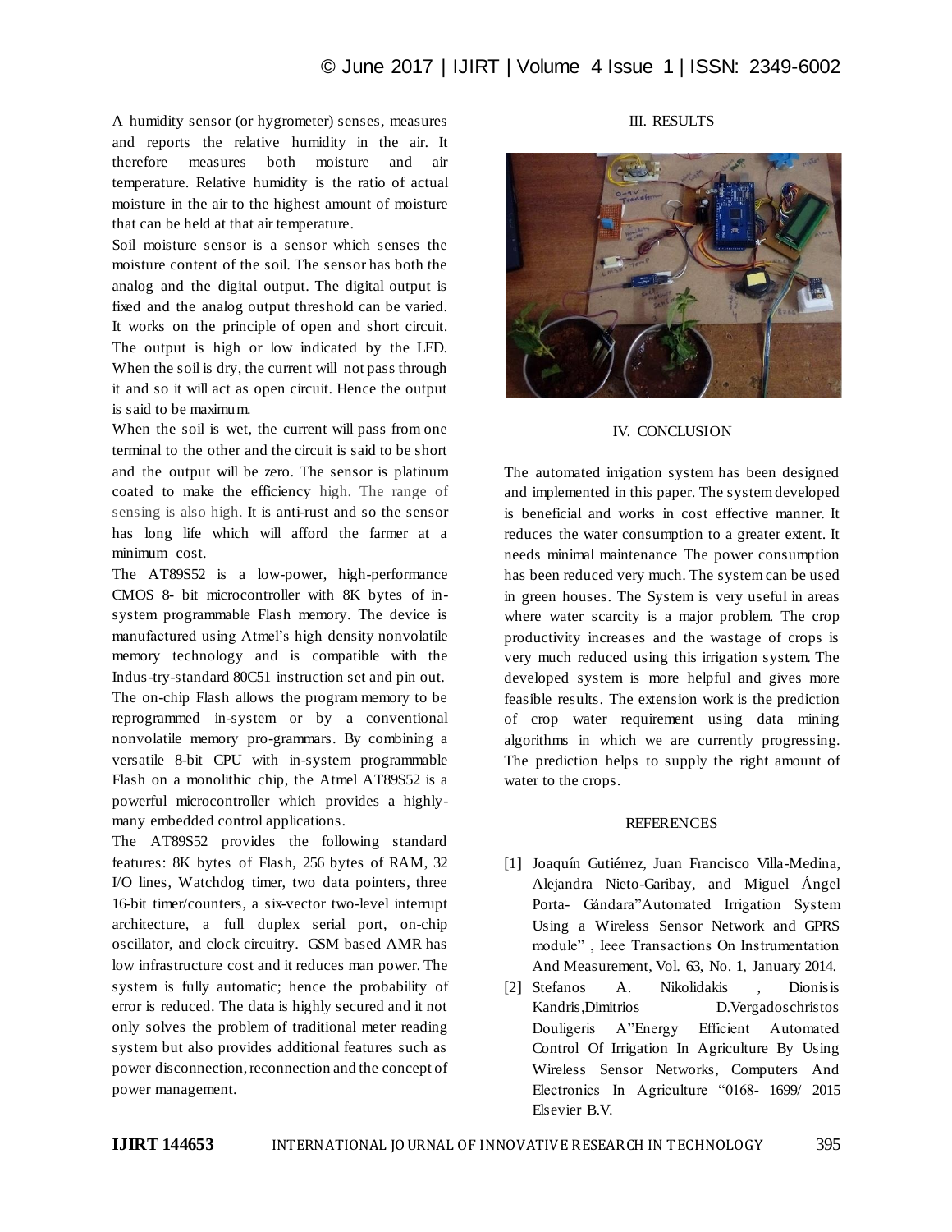A humidity sensor (or hygrometer) senses, measures and reports the relative humidity in the air. It therefore measures both moisture and air temperature. Relative humidity is the ratio of actual moisture in the air to the highest amount of moisture that can be held at that air temperature.

Soil moisture sensor is a sensor which senses the moisture content of the soil. The sensor has both the analog and the digital output. The digital output is fixed and the analog output threshold can be varied. It works on the principle of open and short circuit. The output is high or low indicated by the LED. When the soil is dry, the current will not pass through it and so it will act as open circuit. Hence the output is said to be maximum.

When the soil is wet, the current will pass from one terminal to the other and the circuit is said to be short and the output will be zero. The sensor is platinum coated to make the efficiency high. The range of sensing is also high. It is anti-rust and so the sensor has long life which will afford the farmer at a minimum cost.

The AT89S52 is a low-power, high-performance CMOS 8- bit microcontroller with 8K bytes of in-system programmable Flash memory. The device is manufactured using Atmel's high density nonvolatile memory technology and is compatible with the Indus-try-standard 80C51 instruction set and pin out. The on-chip Flash allows the program memory to be reprogrammed in-system or by a conventional nonvolatile memory pro-grammars. By combining a versatile 8-bit CPU with in-system programmable Flash on a monolithic chip, the Atmel AT89S52 is a powerful microcontroller which provides a highly-many embedded control applications.

The AT89S52 provides the following standard features: 8K bytes of Flash, 256 bytes of RAM, 32 I/O lines, Watchdog timer, two data pointers, three 16-bit timer/counters, a six-vector two-level interrupt architecture, a full duplex serial port, on-chip oscillator, and clock circuitry. GSM based AMR has low infrastructure cost and it reduces man power. The system is fully automatic; hence the probability of error is reduced. The data is highly secured and it not only solves the problem of traditional meter reading system but also provides additional features such as power disconnection, reconnection and the concept of power management.

## III. RESULTS

## IV. CONCLUSION

The automated irrigation system has been designed and implemented in this paper. The system developed is beneficial and works in cost effective manner. It reduces the water consumption to a greater extent. It needs minimal maintenance The power consumption has been reduced very much. The system can be used in green houses. The System is very useful in areas where water scarcity is a major problem. The crop productivity increases and the wastage of crops is very much reduced using this irrigation system. The developed system is more helpful and gives more feasible results. The extension work is the prediction of crop water requirement using data mining algorithms in which we are currently progressing. The prediction helps to supply the right amount of water to the crops.

## REFERENCES

[1] Joaquín Gutiérrez, Juan Francisco Villa-Medina, Alejandra Nieto-Garibay, and Miguel Ángel Porta- Gándara"Automated Irrigation System Using a Wireless Sensor Network and GPRS module" , Ieee Transactions On Instrumentation And Measurement, Vol. 63, No. 1, January 2014.

[2] Stefanos A. Nikolidakis , Dionisis Kandris,Dimitrios D.Vergadoschristos Douligeris A"Energy Efficient Automated Control Of Irrigation In Agriculture By Using Wireless Sensor Networks, Computers And Electronics In Agriculture "0168- 1699/ 2015 Elsevier B.V.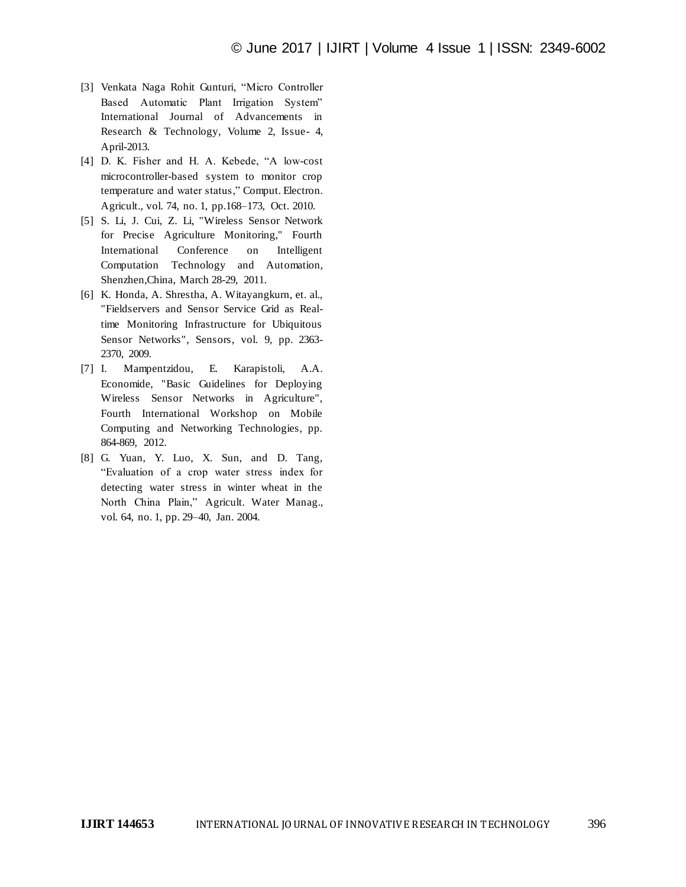[3] Venkata Naga Rohit Gunturi, “Micro Controller Based Automatic Plant Irrigation System” International Journal of Advancements in Research & Technology, Volume 2, Issue- 4, April-2013.

[4] D. K. Fisher and H. A. Kebede, “A low-cost microcontroller-based system to monitor crop temperature and water status,” Comput. Electron. Agricult., vol. 74, no. 1, pp.168–173, Oct. 2010.

[5] S. Li, J. Cui, Z. Li, "Wireless Sensor Network for Precise Agriculture Monitoring," Fourth International Conference on Intelligent Computation Technology and Automation, Shenzhen,China, March 28-29, 2011.

[6] K. Honda, A. Shrestha, A. Witayangkurn, et. al., "Fieldservers and Sensor Service Grid as Real-time Monitoring Infrastructure for Ubiquitous Sensor Networks", Sensors, vol. 9, pp. 2363-2370, 2009.

[7] I. Mampentzidou, E. Karapistoli, A.A. Economide, "Basic Guidelines for Deploying Wireless Sensor Networks in Agriculture", Fourth International Workshop on Mobile Computing and Networking Technologies, pp. 864-869, 2012.

[8] G. Yuan, Y. Luo, X. Sun, and D. Tang, “Evaluation of a crop water stress index for detecting water stress in winter wheat in the North China Plain,” Agricult. Water Manag., vol. 64, no. 1, pp. 29–40, Jan. 2004.